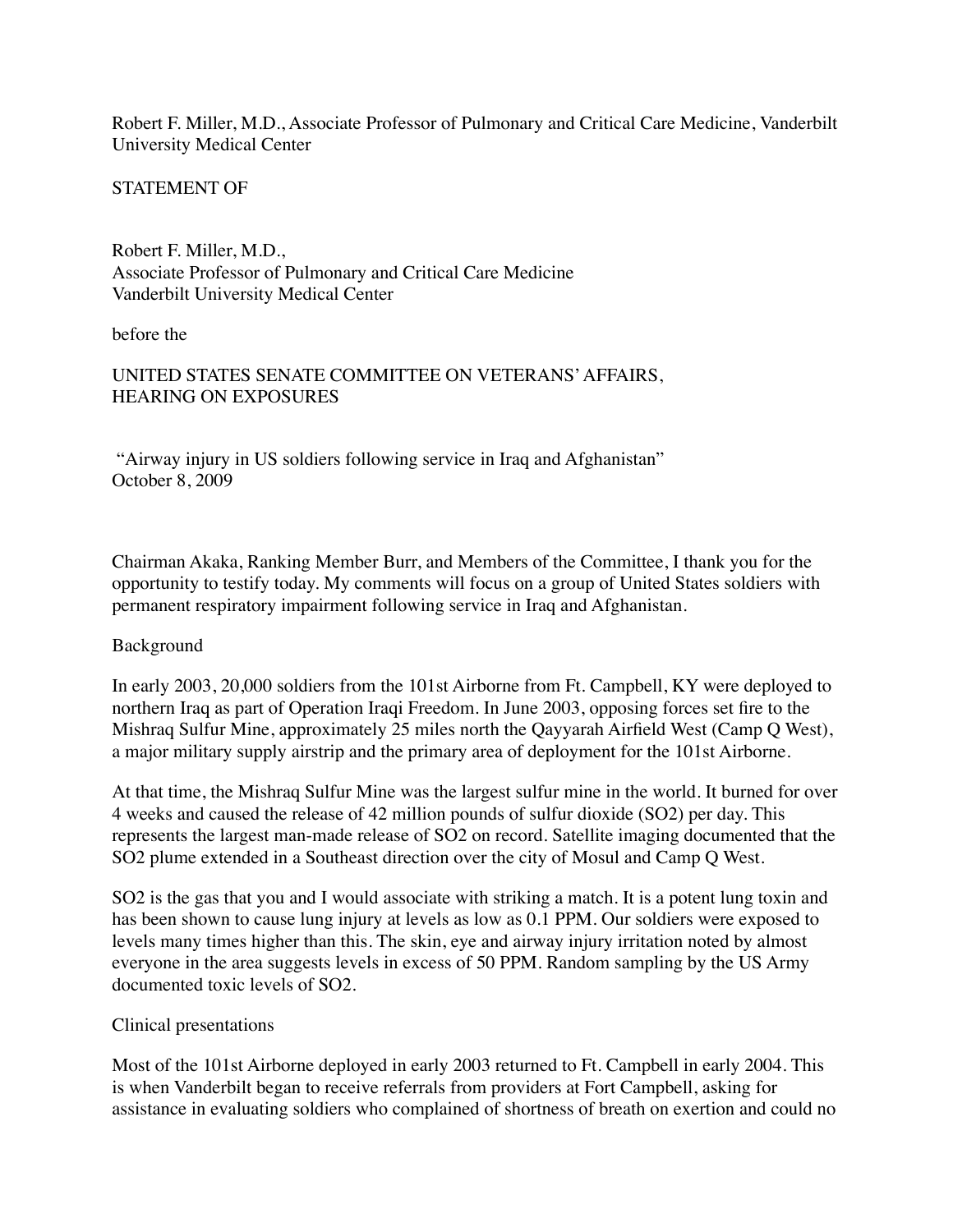Robert F. Miller, M.D., Associate Professor of Pulmonary and Critical Care Medicine, Vanderbilt University Medical Center

STATEMENT OF

Robert F. Miller, M.D.,
Associate Professor of Pulmonary and Critical Care Medicine
Vanderbilt University Medical Center

before the

UNITED STATES SENATE COMMITTEE ON VETERANS' AFFAIRS,
HEARING ON EXPOSURES

"Airway injury in US soldiers following service in Iraq and Afghanistan"
October 8, 2009

Chairman Akaka, Ranking Member Burr, and Members of the Committee, I thank you for the opportunity to testify today. My comments will focus on a group of United States soldiers with permanent respiratory impairment following service in Iraq and Afghanistan.

## Background

In early 2003, 20,000 soldiers from the 101st Airborne from Ft. Campbell, KY were deployed to northern Iraq as part of Operation Iraqi Freedom. In June 2003, opposing forces set fire to the Mishraq Sulfur Mine, approximately 25 miles north the Qayyarah Airfield West (Camp Q West), a major military supply airstrip and the primary area of deployment for the 101st Airborne.

At that time, the Mishraq Sulfur Mine was the largest sulfur mine in the world. It burned for over 4 weeks and caused the release of 42 million pounds of sulfur dioxide ($SO_2$) per day. This represents the largest man-made release of $SO_2$ on record. Satellite imaging documented that the $SO_2$ plume extended in a Southeast direction over the city of Mosul and Camp Q West.

$SO_2$ is the gas that you and I would associate with striking a match. It is a potent lung toxin and has been shown to cause lung injury at levels as low as 0.1 PPM. Our soldiers were exposed to levels many times higher than this. The skin, eye and airway injury irritation noted by almost everyone in the area suggests levels in excess of 50 PPM. Random sampling by the US Army documented toxic levels of $SO_2$.

## Clinical presentations

Most of the 101st Airborne deployed in early 2003 returned to Ft. Campbell in early 2004. This is when Vanderbilt began to receive referrals from providers at Fort Campbell, asking for assistance in evaluating soldiers who complained of shortness of breath on exertion and could no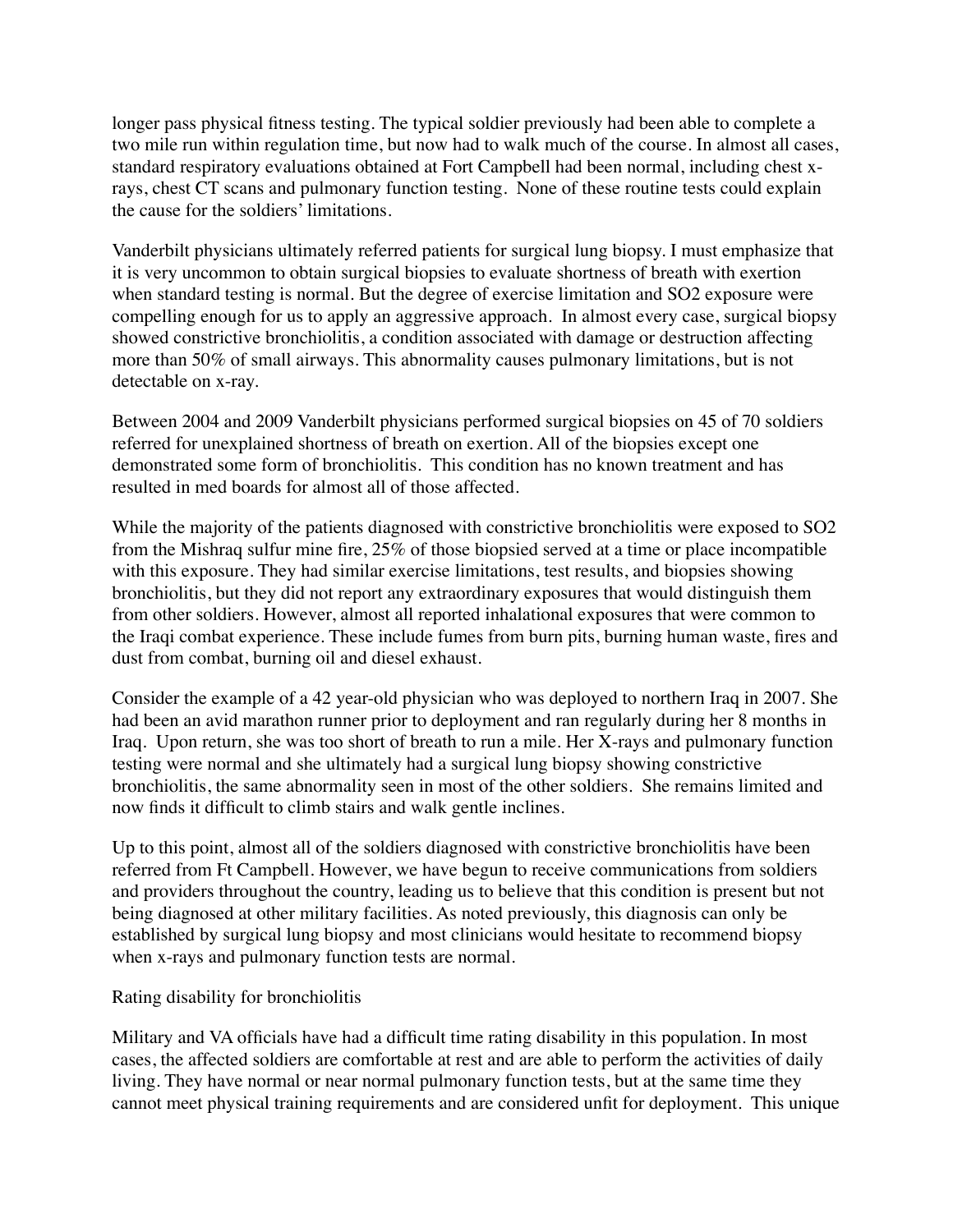longer pass physical fitness testing. The typical soldier previously had been able to complete a two mile run within regulation time, but now had to walk much of the course. In almost all cases, standard respiratory evaluations obtained at Fort Campbell had been normal, including chest x-rays, chest CT scans and pulmonary function testing. None of these routine tests could explain the cause for the soldiers' limitations.

Vanderbilt physicians ultimately referred patients for surgical lung biopsy. I must emphasize that it is very uncommon to obtain surgical biopsies to evaluate shortness of breath with exertion when standard testing is normal. But the degree of exercise limitation and $SO_2$ exposure were compelling enough for us to apply an aggressive approach. In almost every case, surgical biopsy showed constrictive bronchiolitis, a condition associated with damage or destruction affecting more than 50% of small airways. This abnormality causes pulmonary limitations, but is not detectable on x-ray.

Between 2004 and 2009 Vanderbilt physicians performed surgical biopsies on 45 of 70 soldiers referred for unexplained shortness of breath on exertion. All of the biopsies except one demonstrated some form of bronchiolitis. This condition has no known treatment and has resulted in med boards for almost all of those affected.

While the majority of the patients diagnosed with constrictive bronchiolitis were exposed to $SO_2$ from the Mishraq sulfur mine fire, 25% of those biopsied served at a time or place incompatible with this exposure. They had similar exercise limitations, test results, and biopsies showing bronchiolitis, but they did not report any extraordinary exposures that would distinguish them from other soldiers. However, almost all reported inhalational exposures that were common to the Iraqi combat experience. These include fumes from burn pits, burning human waste, fires and dust from combat, burning oil and diesel exhaust.

Consider the example of a 42 year-old physician who was deployed to northern Iraq in 2007. She had been an avid marathon runner prior to deployment and ran regularly during her 8 months in Iraq. Upon return, she was too short of breath to run a mile. Her X-rays and pulmonary function testing were normal and she ultimately had a surgical lung biopsy showing constrictive bronchiolitis, the same abnormality seen in most of the other soldiers. She remains limited and now finds it difficult to climb stairs and walk gentle inclines.

Up to this point, almost all of the soldiers diagnosed with constrictive bronchiolitis have been referred from Ft Campbell. However, we have begun to receive communications from soldiers and providers throughout the country, leading us to believe that this condition is present but not being diagnosed at other military facilities. As noted previously, this diagnosis can only be established by surgical lung biopsy and most clinicians would hesitate to recommend biopsy when x-rays and pulmonary function tests are normal.

## Rating disability for bronchiolitis

Military and VA officials have had a difficult time rating disability in this population. In most cases, the affected soldiers are comfortable at rest and are able to perform the activities of daily living. They have normal or near normal pulmonary function tests, but at the same time they cannot meet physical training requirements and are considered unfit for deployment. This unique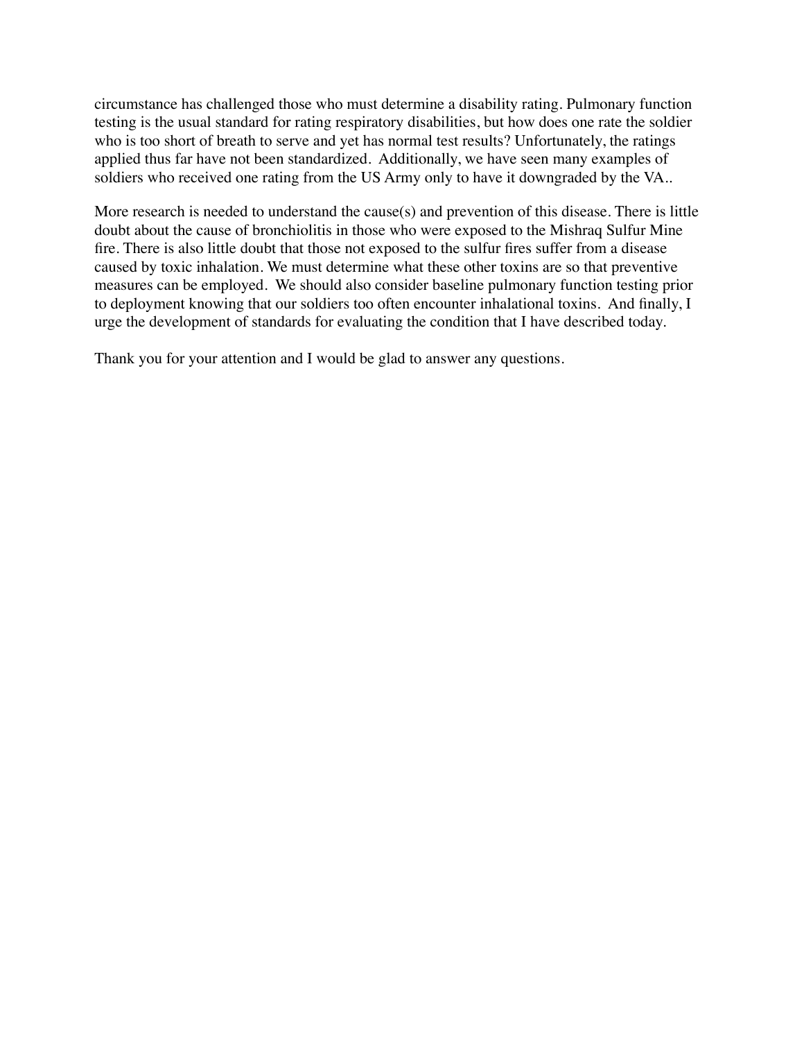circumstance has challenged those who must determine a disability rating. Pulmonary function testing is the usual standard for rating respiratory disabilities, but how does one rate the soldier who is too short of breath to serve and yet has normal test results? Unfortunately, the ratings applied thus far have not been standardized. Additionally, we have seen many examples of soldiers who received one rating from the US Army only to have it downgraded by the VA..

More research is needed to understand the cause(s) and prevention of this disease. There is little doubt about the cause of bronchiolitis in those who were exposed to the Mishraq Sulfur Mine fire. There is also little doubt that those not exposed to the sulfur fires suffer from a disease caused by toxic inhalation. We must determine what these other toxins are so that preventive measures can be employed. We should also consider baseline pulmonary function testing prior to deployment knowing that our soldiers too often encounter inhalational toxins. And finally, I urge the development of standards for evaluating the condition that I have described today.

Thank you for your attention and I would be glad to answer any questions.